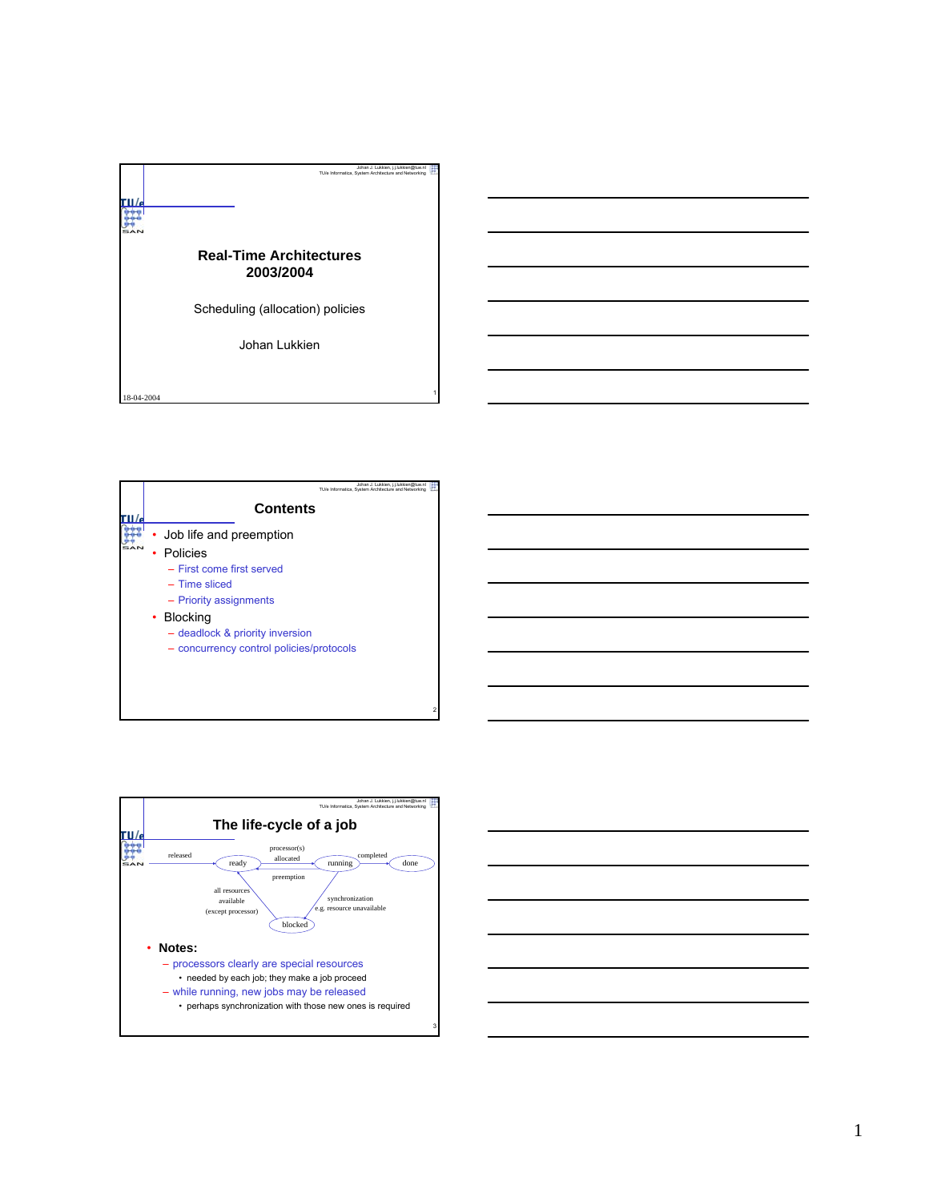# Real-Time Architectures 2003/2004

Scheduling (allocation) policies

Johan Lukkien

18-04-2004

## Contents

- Job life and preemption
- Policies
  - First come first served
  - Time sliced
  - Priority assignments
- Blocking
  - deadlock & priority inversion
  - concurrency control policies/protocols

## The life-cycle of a job

released → ready → (processor(s) allocated) → running → (completed) → done

running → (preemption) → ready

running → (synchronization, e.g. resource unavailable) → blocked

blocked → (all resources available (except processor)) → ready

- **Notes:**
  - processors clearly are special resources
    - needed by each job; they make a job proceed
  - while running, new jobs may be released
    - perhaps synchronization with those new ones is required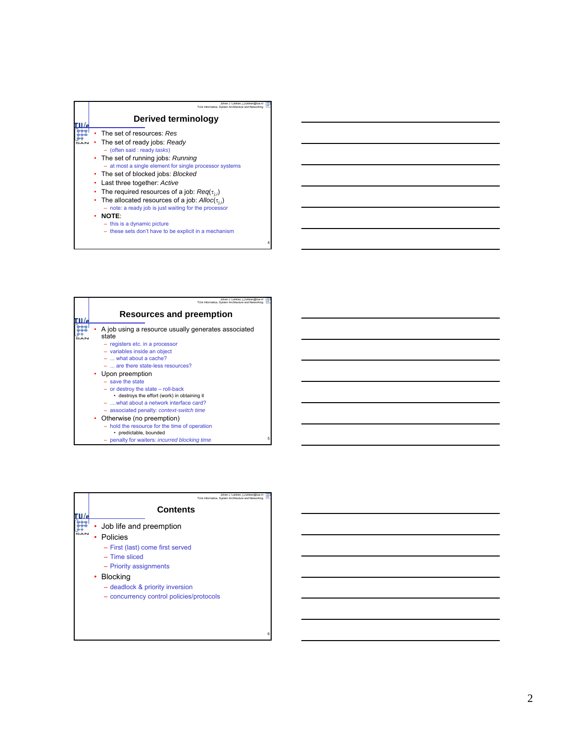## Derived terminology

- The set of resources: *Res*
- The set of ready jobs: *Ready*
  - (often said : ready *tasks*)
- The set of running jobs: *Running*
  - at most a single element for single processor systems
- The set of blocked jobs: *Blocked*
- Last three together: *Active*
- The required resources of a job: $Req(\tau_{j,i})$
- The allocated resources of a job: $Alloc(\tau_{j,i})$
  - note: a ready job is just waiting for the processor
- **NOTE**:
  - this is a dynamic picture
  - these sets don't have to be explicit in a mechanism

## Resources and preemption

- A job using a resource usually generates associated state
  - registers etc. in a processor
  - variables inside an object
  - ... what about a cache?
  - ... are there state-less resources?
- Upon preemption
  - save the state
  - or destroy the state – roll-back
    - destroys the effort (work) in obtaining it
  - ....what about a network interface card?
  - associated penalty: *context-switch time*
- Otherwise (no preemption)
  - hold the resource for the time of operation
    - predictable, bounded
  - penalty for waiters: *incurred blocking time*

## Contents

- Job life and preemption
- Policies
  - First (last) come first served
  - Time sliced
  - Priority assignments
- Blocking
  - deadlock & priority inversion
  - concurrency control policies/protocols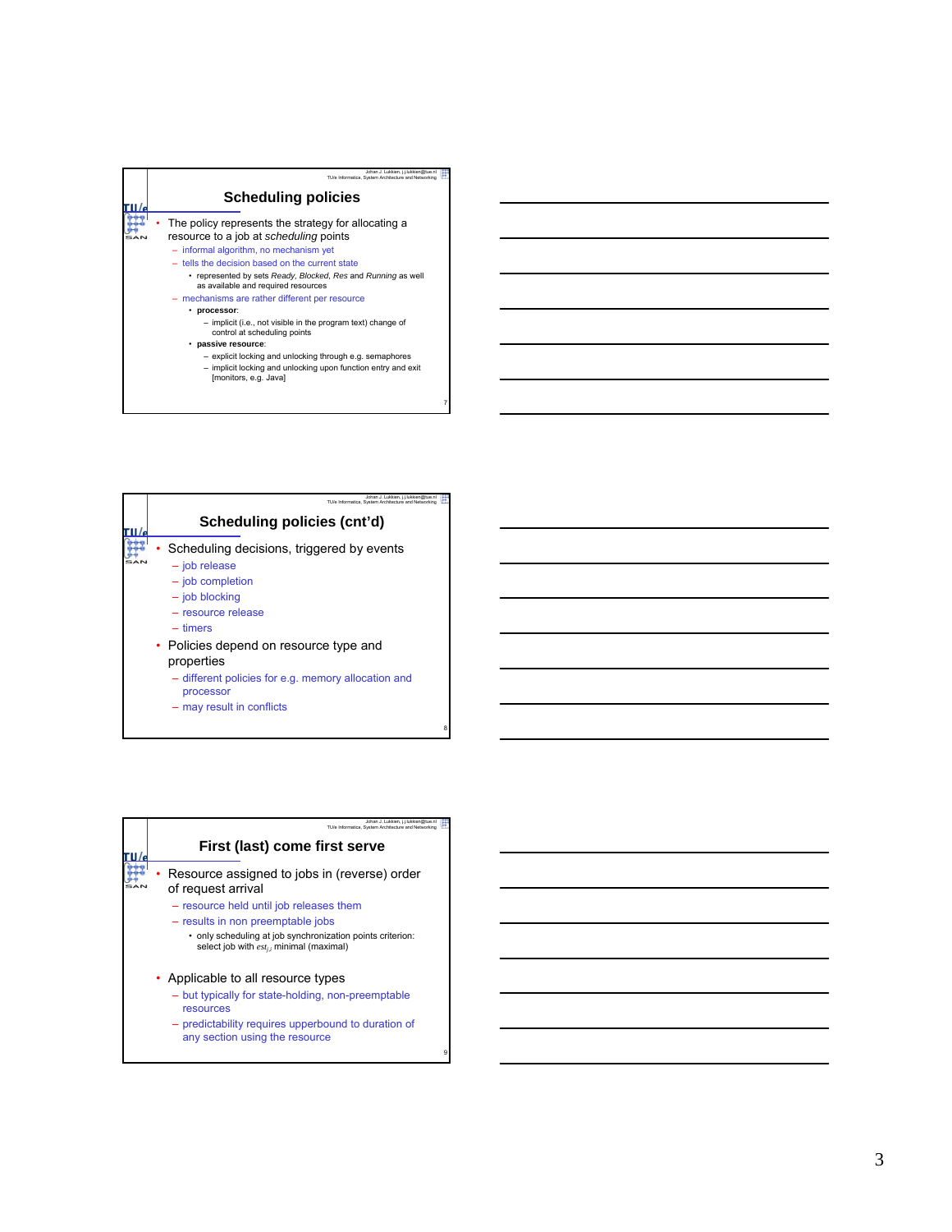## Scheduling policies

- The policy represents the strategy for allocating a resource to a job at *scheduling* points
  - informal algorithm, no mechanism yet
  - tells the decision based on the current state
    - represented by sets *Ready*, *Blocked*, *Res* and *Running* as well as available and required resources
  - mechanisms are rather different per resource
    - **processor**:
      - implicit (i.e., not visible in the program text) change of control at scheduling points
    - **passive resource**:
      - explicit locking and unlocking through e.g. semaphores
      - implicit locking and unlocking upon function entry and exit [monitors, e.g. Java]

## Scheduling policies (cnt'd)

- Scheduling decisions, triggered by events
  - job release
  - job completion
  - job blocking
  - resource release
  - timers
- Policies depend on resource type and properties
  - different policies for e.g. memory allocation and processor
  - may result in conflicts

## First (last) come first serve

- Resource assigned to jobs in (reverse) order of request arrival
  - resource held until job releases them
  - results in non preemptable jobs
    - only scheduling at job synchronization points criterion: select job with $est_{i,j}$ minimal (maximal)
- Applicable to all resource types
  - but typically for state-holding, non-preemptable resources
  - predictability requires upperbound to duration of any section using the resource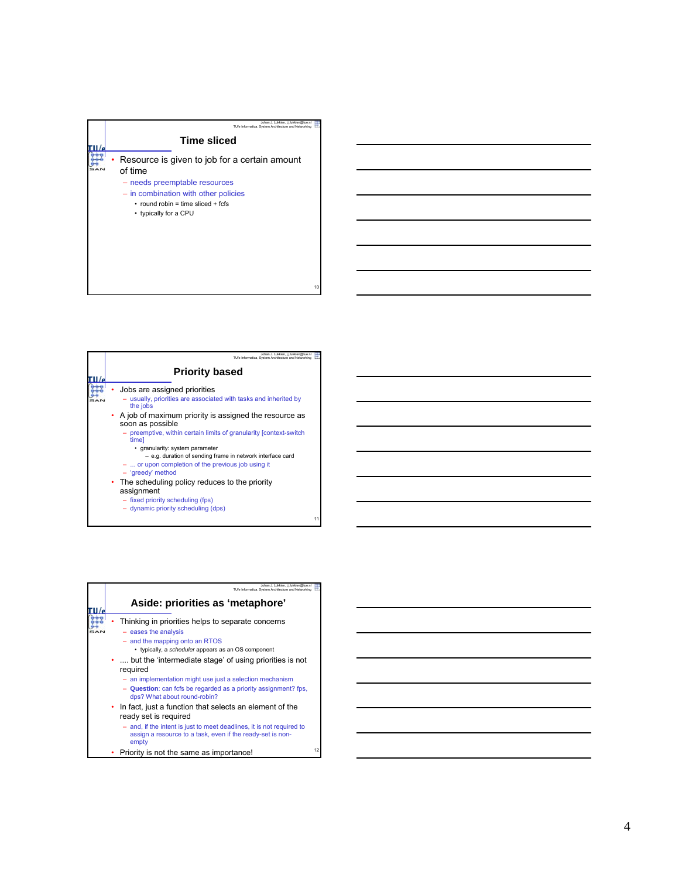## Time sliced

- Resource is given to job for a certain amount of time
  - needs preemptable resources
  - in combination with other policies
    - round robin = time sliced + fcfs
    - typically for a CPU

## Priority based

- Jobs are assigned priorities
  - usually, priorities are associated with tasks and inherited by the jobs
- A job of maximum priority is assigned the resource as soon as possible
  - preemptive, within certain limits of granularity [context-switch time]
    - granularity: system parameter
      - e.g. duration of sending frame in network interface card
  - ... or upon completion of the previous job using it
  - 'greedy' method
- The scheduling policy reduces to the priority assignment
  - fixed priority scheduling (fps)
  - dynamic priority scheduling (dps)

## Aside: priorities as 'metaphore'

- Thinking in priorities helps to separate concerns
  - eases the analysis
  - and the mapping onto an RTOS
    - typically, a *scheduler* appears as an OS component
- .... but the 'intermediate stage' of using priorities is not required
  - an implementation might use just a selection mechanism
  - **Question**: can fcfs be regarded as a priority assignment? fps, dps? What about round-robin?
- In fact, just a function that selects an element of the ready set is required
  - and, if the intent is just to meet deadlines, it is not required to assign a resource to a task, even if the ready-set is non-empty
- Priority is not the same as importance!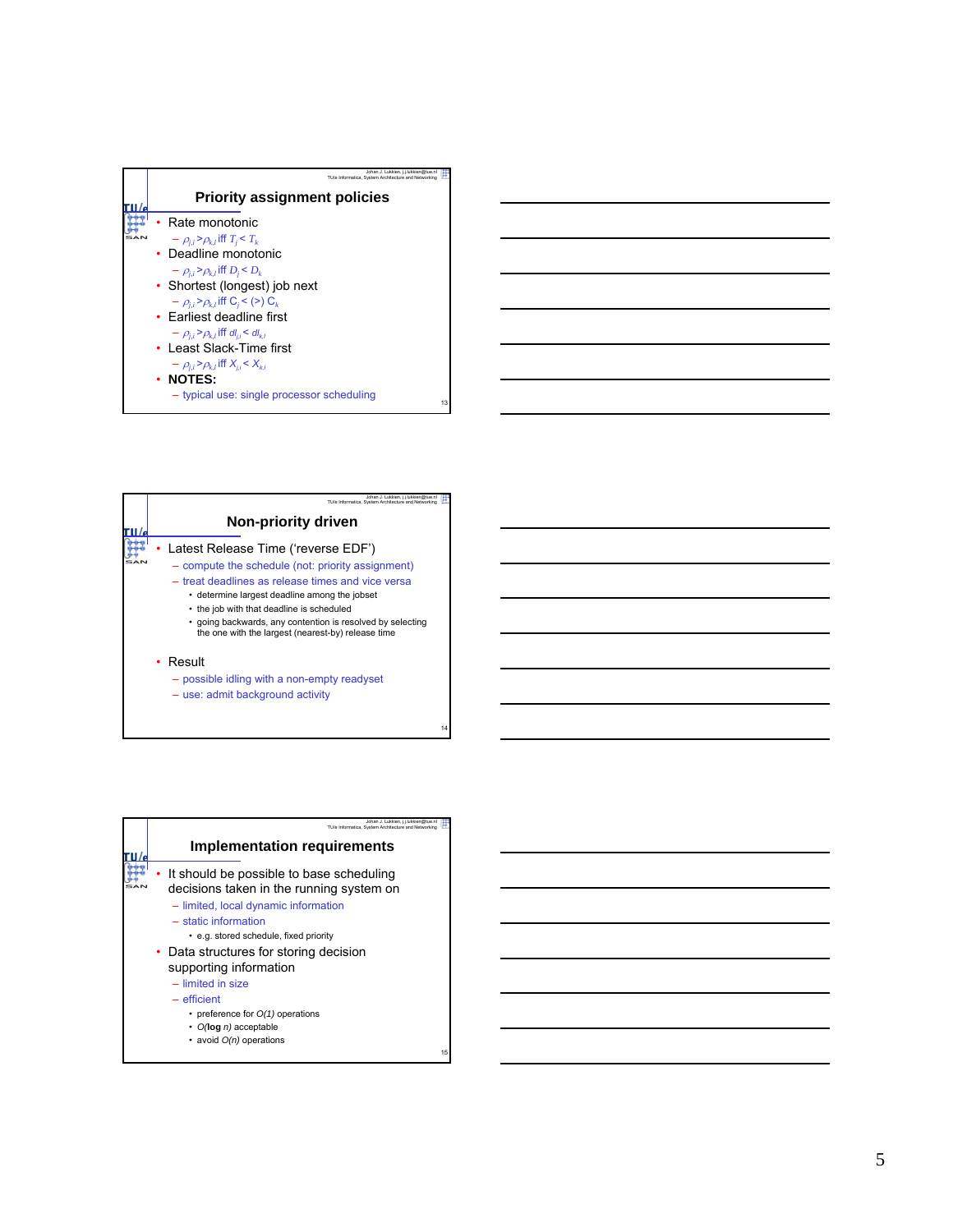## Priority assignment policies

- Rate monotonic
  - $\rho_{j,i} > \rho_{k,l}$ iff $T_j < T_k$
- Deadline monotonic
  - $\rho_{j,i} > \rho_{k,l}$ iff $D_j < D_k$
- Shortest (longest) job next
  - $\rho_{j,i} > \rho_{k,l}$ iff $C_j <$ (>) $C_k$
- Earliest deadline first
  - $\rho_{j,i} > \rho_{k,l}$ iff $dl_{j,i} < dl_{k,l}$
- Least Slack-Time first
  - $\rho_{j,i} > \rho_{k,l}$ iff $X_{j,i} < X_{k,l}$
- **NOTES:**
  - typical use: single processor scheduling

## Non-priority driven

- Latest Release Time ('reverse EDF')
  - compute the schedule (not: priority assignment)
  - treat deadlines as release times and vice versa
    - determine largest deadline among the jobset
    - the job with that deadline is scheduled
    - going backwards, any contention is resolved by selecting the one with the largest (nearest-by) release time
- Result
  - possible idling with a non-empty readyset
  - use: admit background activity

## Implementation requirements

- It should be possible to base scheduling decisions taken in the running system on
  - limited, local dynamic information
  - static information
    - e.g. stored schedule, fixed priority
- Data structures for storing decision supporting information
  - limited in size
  - efficient
    - preference for *O(1)* operations
    - *O*(**log** *n*) acceptable
    - avoid *O(n)* operations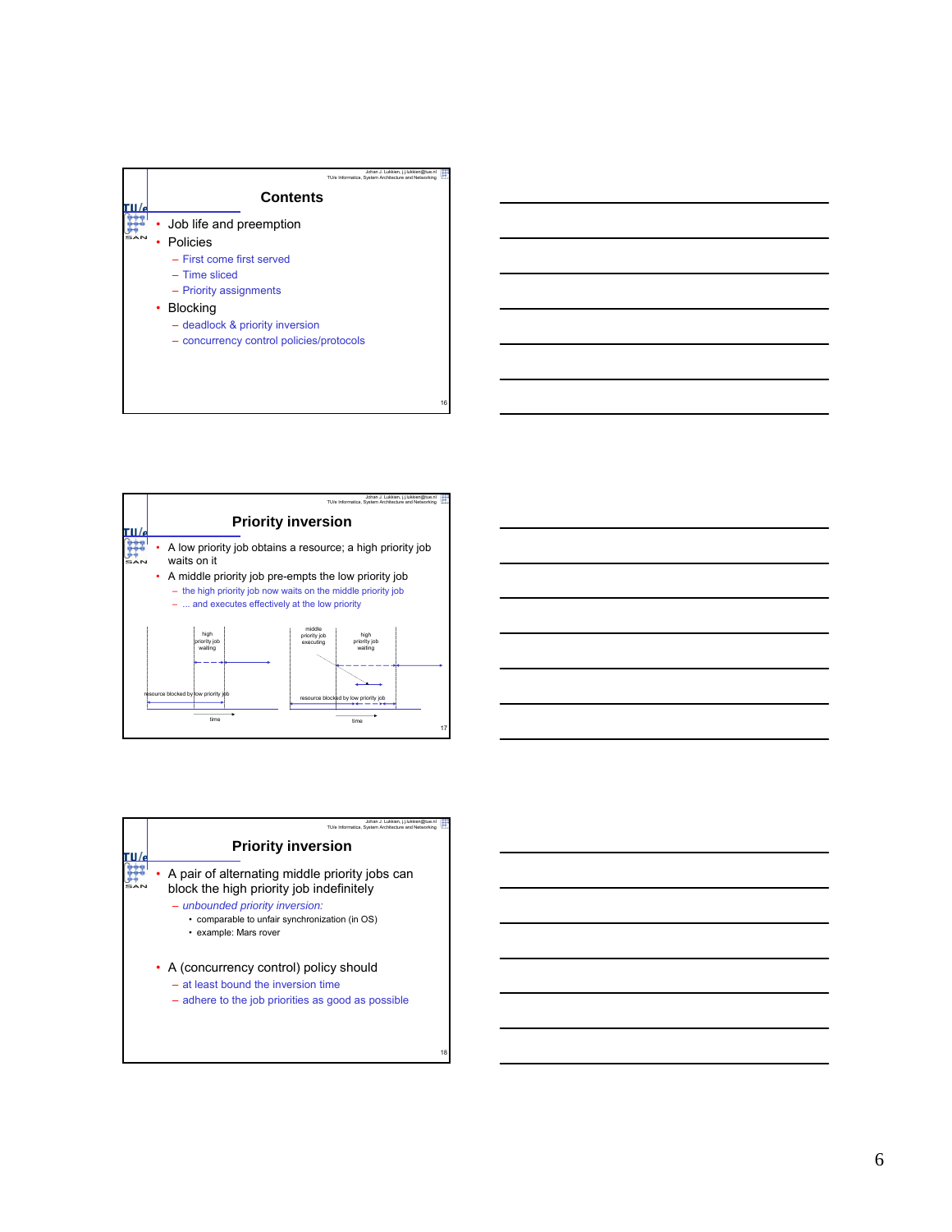## Contents

- Job life and preemption
- Policies
  - First come first served
  - Time sliced
  - Priority assignments
- Blocking
  - deadlock & priority inversion
  - concurrency control policies/protocols

## Priority inversion

- A low priority job obtains a resource; a high priority job waits on it
- A middle priority job pre-empts the low priority job
  - the high priority job now waits on the middle priority job
  - ... and executes effectively at the low priority

high priority job waiting

resource blocked by low priority job

time

middle priority job executing

high priority job waiting

resource blocked by low priority job

time

## Priority inversion

- A pair of alternating middle priority jobs can block the high priority job indefinitely
  - *unbounded priority inversion:*
    - comparable to unfair synchronization (in OS)
    - example: Mars rover
- A (concurrency control) policy should
  - at least bound the inversion time
  - adhere to the job priorities as good as possible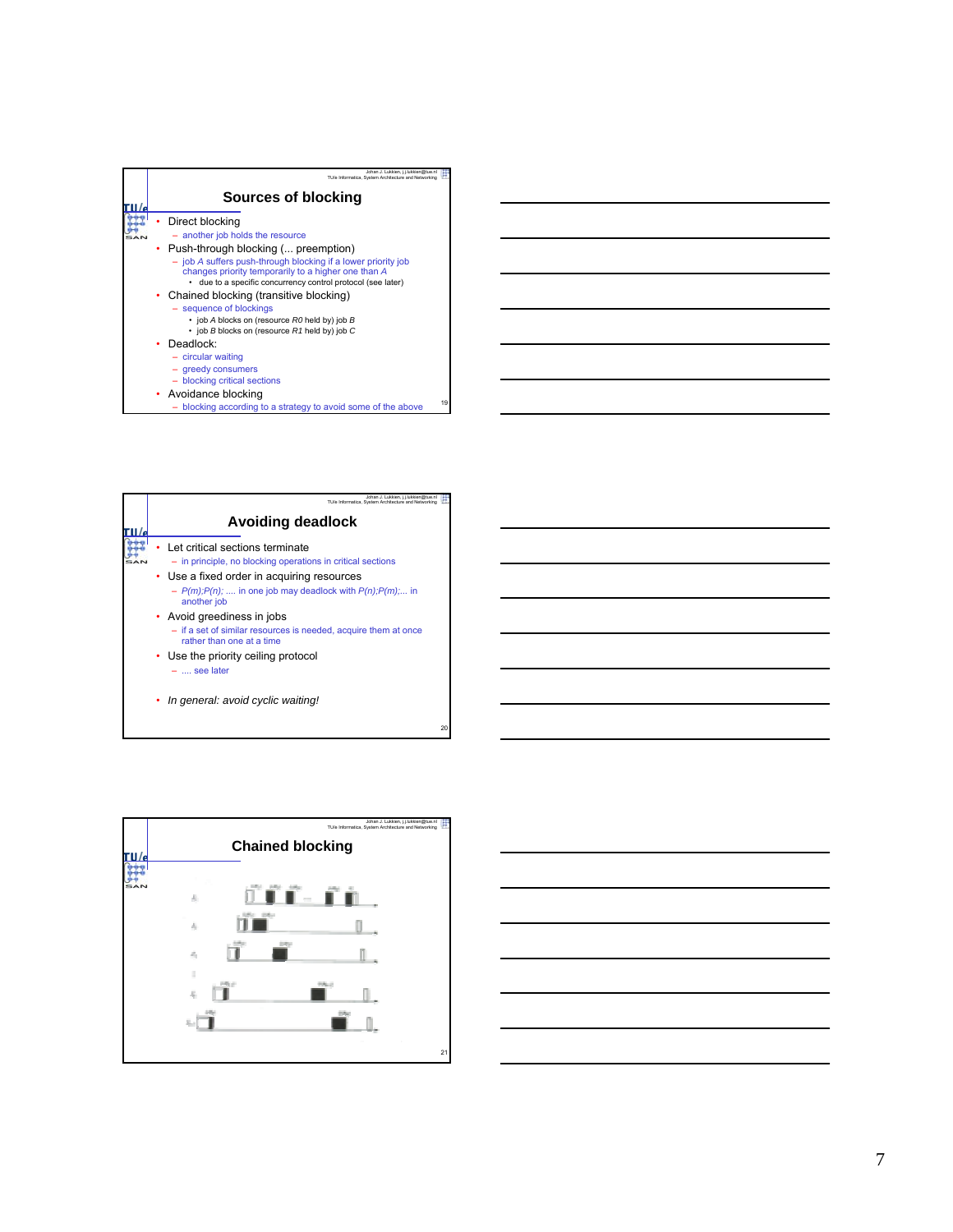## Sources of blocking

- Direct blocking
  - another job holds the resource
- Push-through blocking (... preemption)
  - job *A* suffers push-through blocking if a lower priority job changes priority temporarily to a higher one than *A*
    - due to a specific concurrency control protocol (see later)
- Chained blocking (transitive blocking)
  - sequence of blockings
    - job *A* blocks on (resource *R0* held by) job *B*
    - job *B* blocks on (resource *R1* held by) job *C*
- Deadlock:
  - circular waiting
  - greedy consumers
  - blocking critical sections
- Avoidance blocking
  - blocking according to a strategy to avoid some of the above

## Avoiding deadlock

- Let critical sections terminate
  - in principle, no blocking operations in critical sections
- Use a fixed order in acquiring resources
  - *P(m);P(n);* .... in one job may deadlock with *P(n);P(m);*... in another job
- Avoid greediness in jobs
  - if a set of similar resources is needed, acquire them at once rather than one at a time
- Use the priority ceiling protocol
  - .... see later
- *In general: avoid cyclic waiting!*

## Chained blocking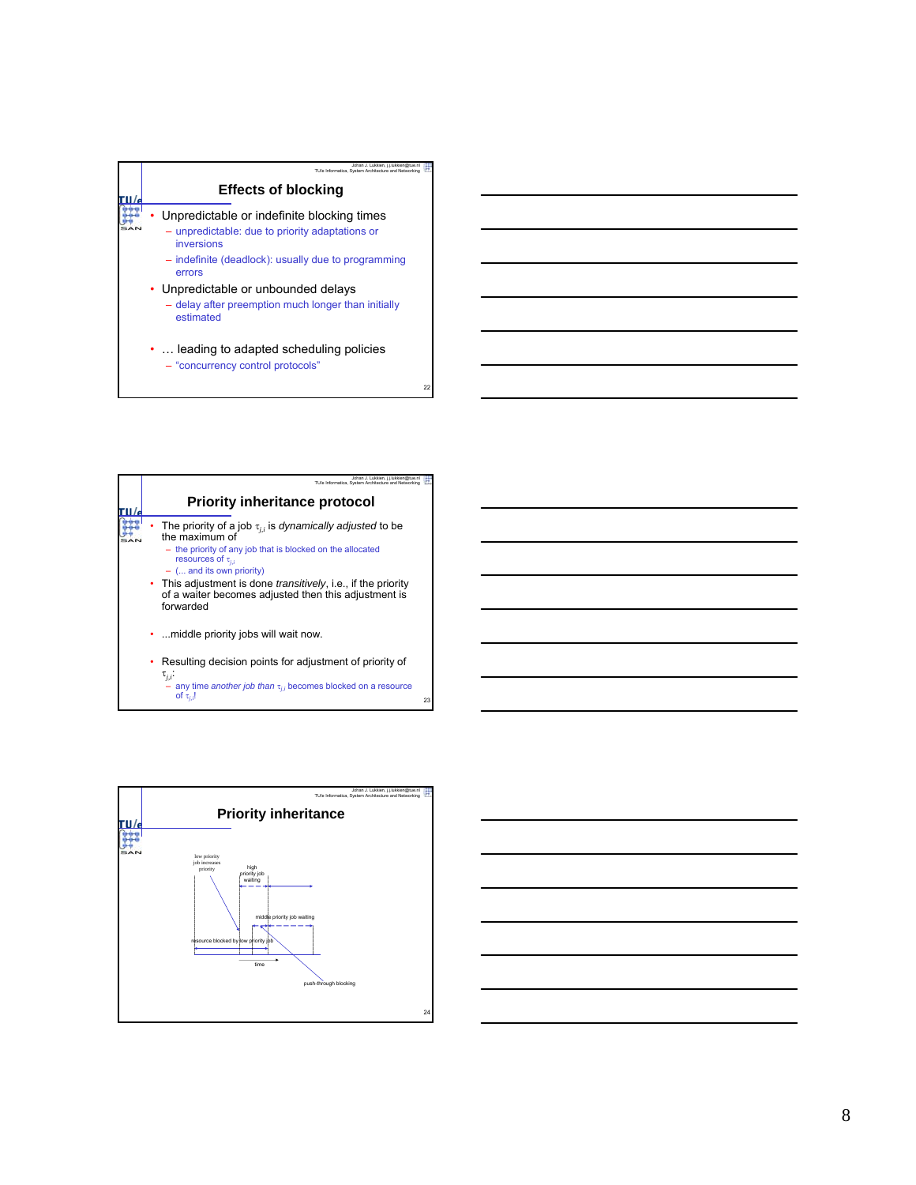## Effects of blocking

- Unpredictable or indefinite blocking times
  - unpredictable: due to priority adaptations or inversions
  - indefinite (deadlock): usually due to programming errors
- Unpredictable or unbounded delays
  - delay after preemption much longer than initially estimated
- … leading to adapted scheduling policies
  - "concurrency control protocols"

## Priority inheritance protocol

- The priority of a job $\tau_{j,i}$ is *dynamically adjusted* to be the maximum of
  - the priority of any job that is blocked on the allocated resources of $\tau_{j,i}$
  - (... and its own priority)
- This adjustment is done *transitively*, i.e., if the priority of a waiter becomes adjusted then this adjustment is forwarded
- ...middle priority jobs will wait now.
- Resulting decision points for adjustment of priority of $\tau_{j,i}$:
  - any time *another job than* $\tau_{j,i}$ becomes blocked on a resource of $\tau_{j,i}$!

## Priority inheritance

low priority job increases priority

high priority job waiting

middle priority job waiting

resource blocked by low priority job

time

push-through blocking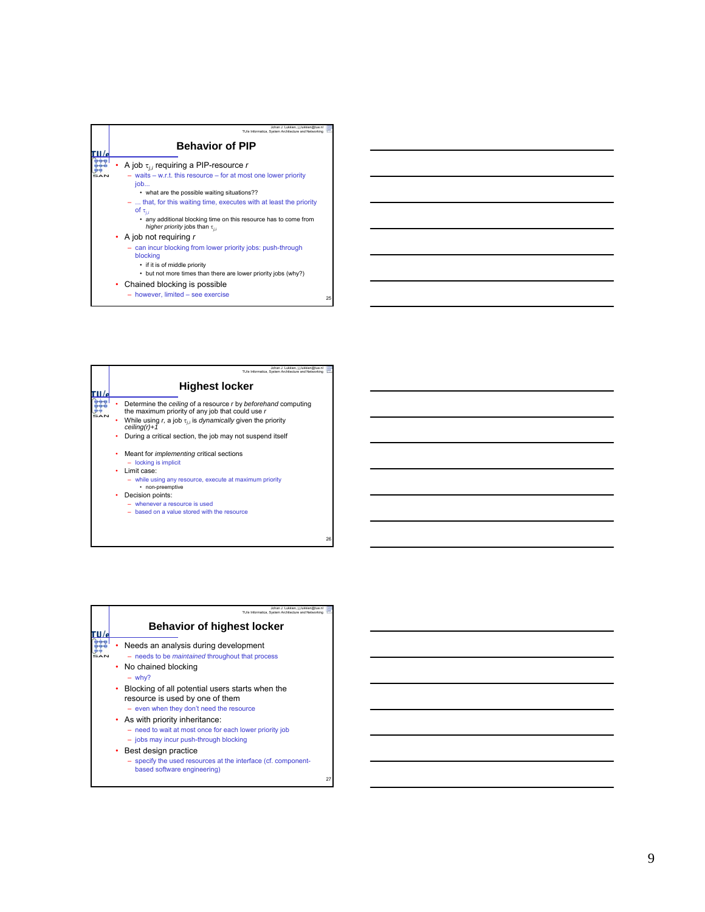## Behavior of PIP

- A job $\tau_{j,i}$ requiring a PIP-resource *r*
  - waits – w.r.t. this resource – for at most one lower priority job...
    - what are the possible waiting situations??
  - ... that, for this waiting time, executes with at least the priority of $\tau_{j,i}$
    - any additional blocking time on this resource has to come from *higher priority* jobs than $\tau_{j,i}$
- A job not requiring *r*
  - can incur blocking from lower priority jobs: push-through blocking
    - if it is of middle priority
    - but not more times than there are lower priority jobs (why?)
- Chained blocking is possible
  - however, limited – see exercise

## Highest locker

- Determine the *ceiling* of a resource *r* by *beforehand* computing the maximum priority of any job that could use *r*
- While using *r*, a job $\tau_{j,i}$ is *dynamically* given the priority *ceiling(r)+1*
- During a critical section, the job may not suspend itself
- Meant for *implementing* critical sections
  - locking is implicit
- Limit case:
  - while using any resource, execute at maximum priority
    - non-preemptive
- Decision points:
  - whenever a resource is used
  - based on a value stored with the resource

## Behavior of highest locker

- Needs an analysis during development
  - needs to be *maintained* throughout that process
- No chained blocking
  - why?
- Blocking of all potential users starts when the resource is used by one of them
  - even when they don't need the resource
- As with priority inheritance:
  - need to wait at most once for each lower priority job
  - jobs may incur push-through blocking
- Best design practice
  - specify the used resources at the interface (cf. component-based software engineering)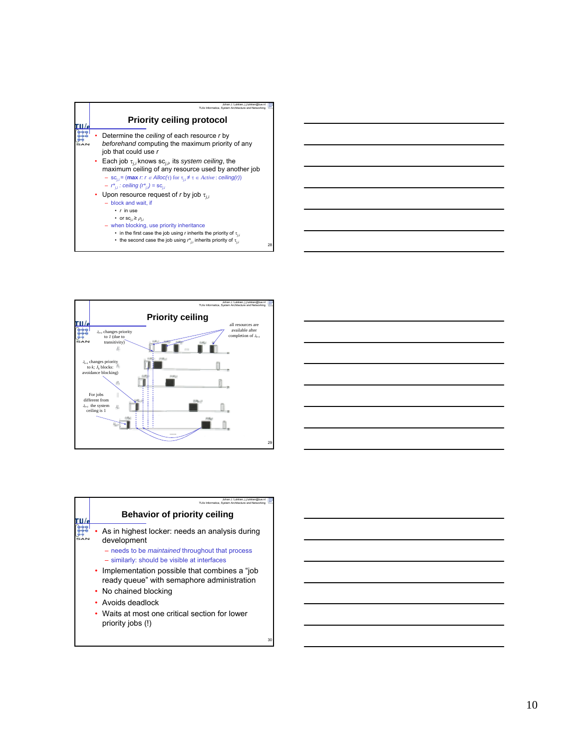## Priority ceiling protocol

- Determine the *ceiling* of each resource *r* by *beforehand* computing the maximum priority of any job that could use *r*
- Each job $\tau_{j,i}$ knows $sc_{j,i}$, its *system ceiling*, the maximum ceiling of any resource used by another job
  - $sc_{j,i}$ = (**max** *r*: $r \in Alloc(\tau)$ for $\tau_{j,i} \neq \tau \in Active$ : *ceiling(r)*)
  - $r^*_{j,i}$ : *ceiling* $(r^*_{j,i}) = sc_{j,i}$
- Upon resource request of *r* by job $\tau_{j,i}$
  - block and wait, if
    - *r* in use
    - or $sc_{j,i} \geq \rho_{j,i}$
  - when blocking, use priority inheritance
    - in the first case the job using *r* inherits the priority of $\tau_{j,i}$
    - the second case the job using $r^*_{j,i}$ inherits priority of $\tau_{j,i}$

## Priority ceiling

$J_{k+1}$ changes priority to 1 (due to transitivity)

all resources are available after completion of $J_{k+1}$

$J_{k+1}$ changes priority to *k*; $J_k$ blocks: avoidance blocking)

For jobs different from $J_{k+1}$ the system ceiling is 1

## Behavior of priority ceiling

- As in highest locker: needs an analysis during development
  - needs to be *maintained* throughout that process
  - similarly: should be visible at interfaces
- Implementation possible that combines a "job ready queue" with semaphore administration
- No chained blocking
- Avoids deadlock
- Waits at most one critical section for lower priority jobs (!)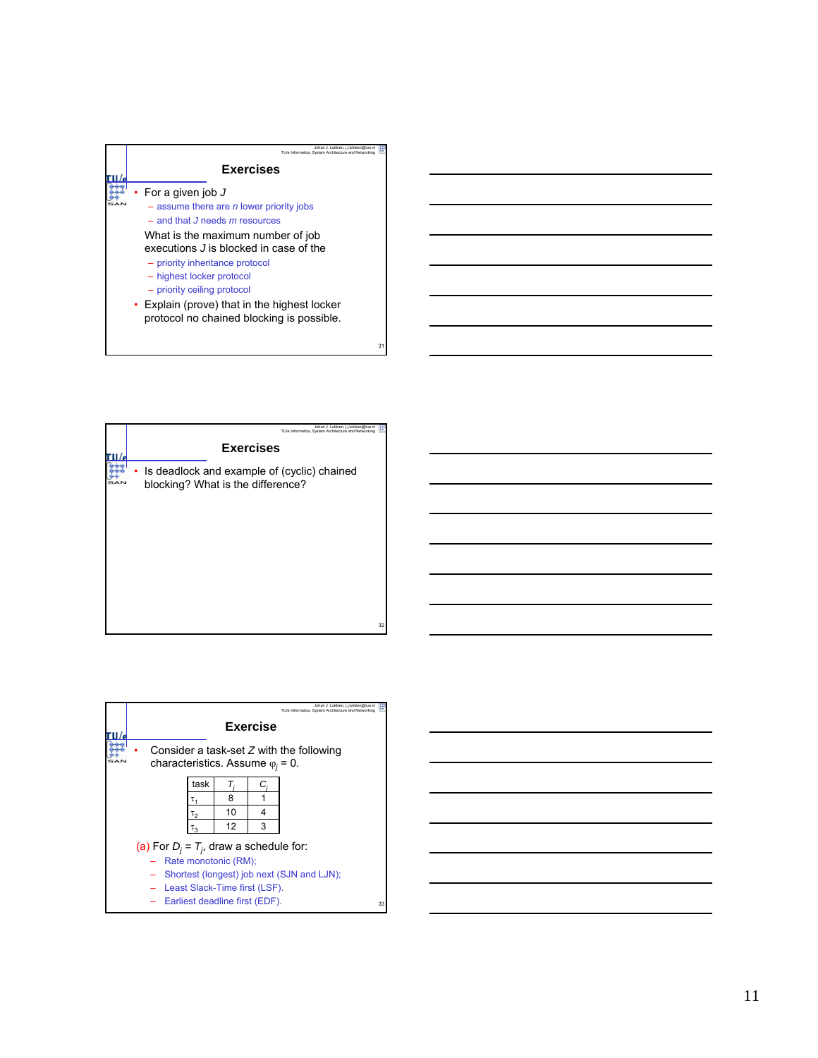## Exercises

- For a given job $J$
  - assume there are $n$ lower priority jobs
  - and that $J$ needs $m$ resources

  What is the maximum number of job executions $J$ is blocked in case of the
  - priority inheritance protocol
  - highest locker protocol
  - priority ceiling protocol
- Explain (prove) that in the highest locker protocol no chained blocking is possible.

## Exercises

- Is deadlock and example of (cyclic) chained blocking? What is the difference?

## Exercise

- Consider a task-set $Z$ with the following characteristics. Assume $\varphi_j = 0$.

| task | $T_j$ | $C_j$ |
|---|---|---|
| $\tau_1$ | 8 | 1 |
| $\tau_2$ | 10 | 4 |
| $\tau_3$ | 12 | 3 |

(a) For $D_j = T_j$, draw a schedule for:

- Rate monotonic (RM);
- Shortest (longest) job next (SJN and LJN);
- Least Slack-Time first (LSF).
- Earliest deadline first (EDF).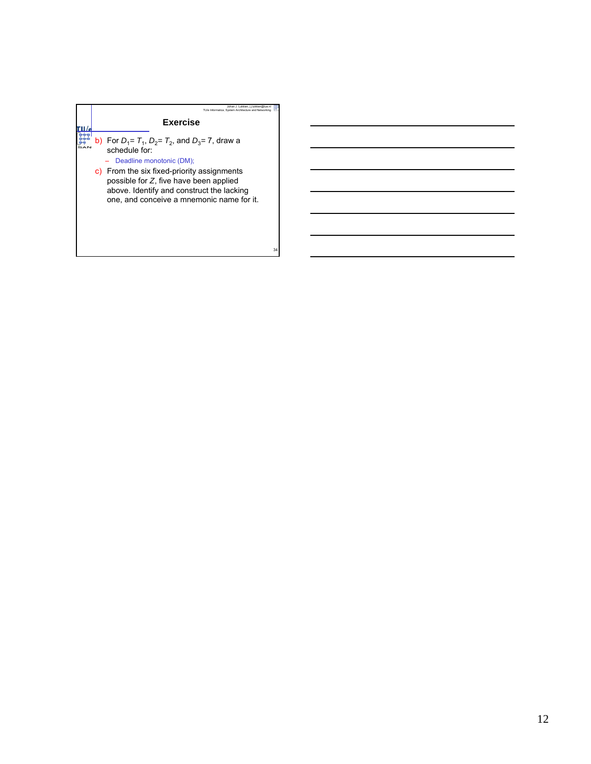## Exercise

b) For $D_1 = T_1$, $D_2 = T_2$, and $D_3 = 7$, draw a schedule for:
   - Deadline monotonic (DM);

c) From the six fixed-priority assignments possible for $Z$, five have been applied above. Identify and construct the lacking one, and conceive a mnemonic name for it.